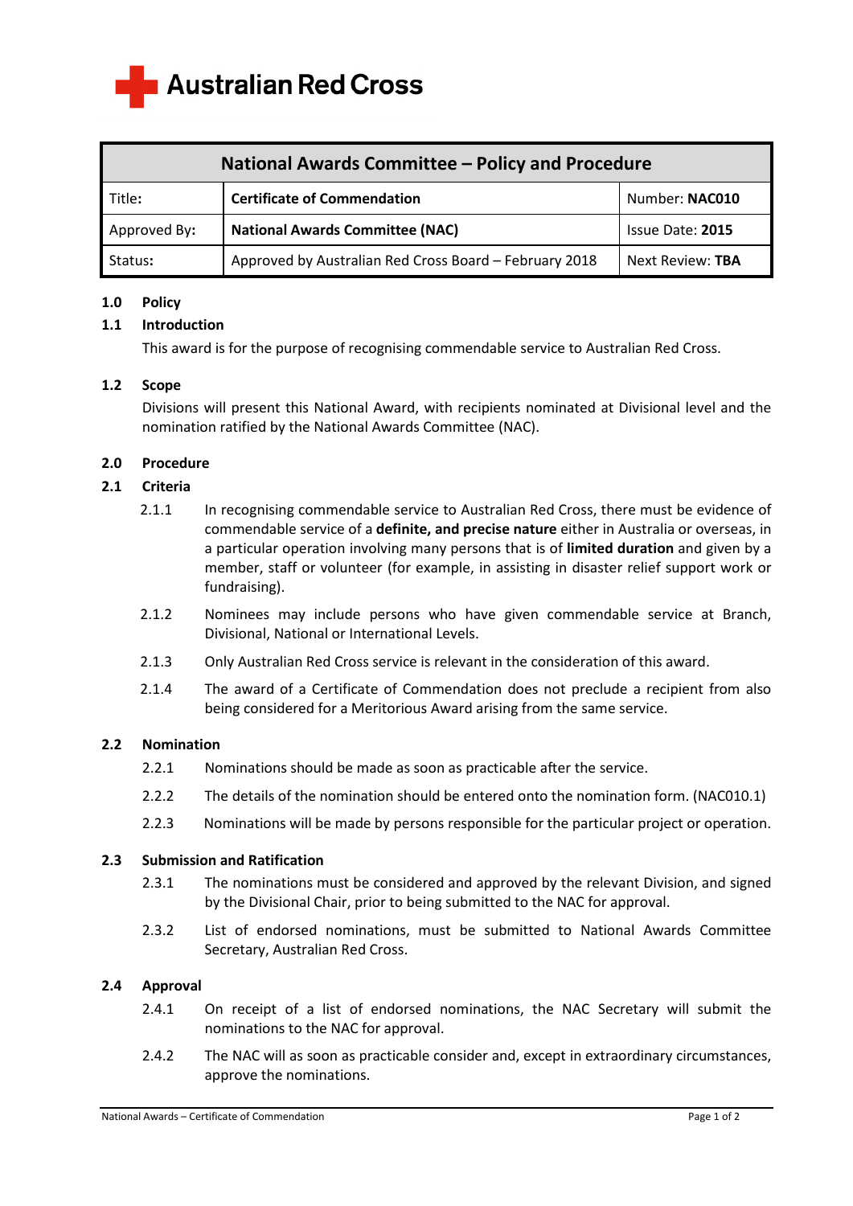Australian Red Cross

| National Awards Committee – Policy and Procedure | | |
|---|---|---|
| Title: | **Certificate of Commendation** | Number: **NAC010** |
| Approved By: | **National Awards Committee (NAC)** | Issue Date: **2015** |
| Status: | Approved by Australian Red Cross Board – February 2018 | Next Review: **TBA** |

## 1.0 Policy

### 1.1 Introduction

This award is for the purpose of recognising commendable service to Australian Red Cross.

### 1.2 Scope

Divisions will present this National Award, with recipients nominated at Divisional level and the nomination ratified by the National Awards Committee (NAC).

## 2.0 Procedure

### 2.1 Criteria

2.1.1 In recognising commendable service to Australian Red Cross, there must be evidence of commendable service of a **definite, and precise nature** either in Australia or overseas, in a particular operation involving many persons that is of **limited duration** and given by a member, staff or volunteer (for example, in assisting in disaster relief support work or fundraising).

2.1.2 Nominees may include persons who have given commendable service at Branch, Divisional, National or International Levels.

2.1.3 Only Australian Red Cross service is relevant in the consideration of this award.

2.1.4 The award of a Certificate of Commendation does not preclude a recipient from also being considered for a Meritorious Award arising from the same service.

### 2.2 Nomination

2.2.1 Nominations should be made as soon as practicable after the service.

2.2.2 The details of the nomination should be entered onto the nomination form. (NAC010.1)

2.2.3 Nominations will be made by persons responsible for the particular project or operation.

### 2.3 Submission and Ratification

2.3.1 The nominations must be considered and approved by the relevant Division, and signed by the Divisional Chair, prior to being submitted to the NAC for approval.

2.3.2 List of endorsed nominations, must be submitted to National Awards Committee Secretary, Australian Red Cross.

### 2.4 Approval

2.4.1 On receipt of a list of endorsed nominations, the NAC Secretary will submit the nominations to the NAC for approval.

2.4.2 The NAC will as soon as practicable consider and, except in extraordinary circumstances, approve the nominations.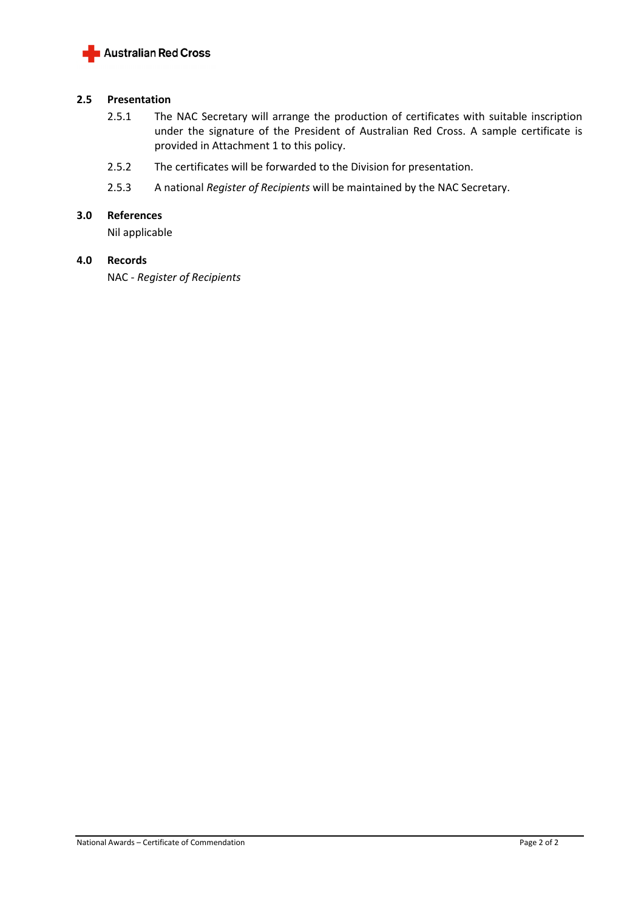### 2.5 Presentation

2.5.1 The NAC Secretary will arrange the production of certificates with suitable inscription under the signature of the President of Australian Red Cross. A sample certificate is provided in Attachment 1 to this policy.

2.5.2 The certificates will be forwarded to the Division for presentation.

2.5.3 A national *Register of Recipients* will be maintained by the NAC Secretary.

## 3.0 References

Nil applicable

## 4.0 Records

NAC - *Register of Recipients*